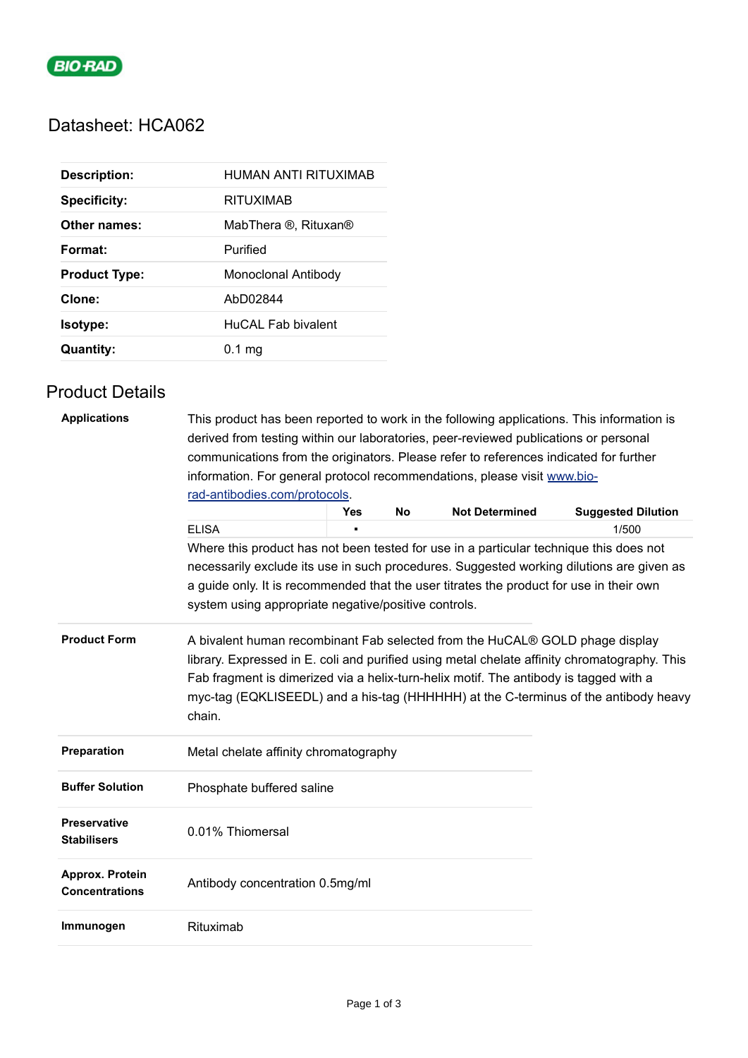BIO-RAD

# Datasheet: HCA062

| | |
|---|---|
| **Description:** | HUMAN ANTI RITUXIMAB |
| **Specificity:** | RITUXIMAB |
| **Other names:** | MabThera ®, Rituxan® |
| **Format:** | Purified |
| **Product Type:** | Monoclonal Antibody |
| **Clone:** | AbD02844 |
| **Isotype:** | HuCAL Fab bivalent |
| **Quantity:** | 0.1 mg |

## Product Details

**Applications**

This product has been reported to work in the following applications. This information is derived from testing within our laboratories, peer-reviewed publications or personal communications from the originators. Please refer to references indicated for further information. For general protocol recommendations, please visit [www.bio-rad-antibodies.com/protocols](www.bio-rad-antibodies.com/protocols).

| | Yes | No | Not Determined | Suggested Dilution |
|---|---|---|---|---|
| ELISA | ▪ | | | 1/500 |

Where this product has not been tested for use in a particular technique this does not necessarily exclude its use in such procedures. Suggested working dilutions are given as a guide only. It is recommended that the user titrates the product for use in their own system using appropriate negative/positive controls.

**Product Form**

A bivalent human recombinant Fab selected from the HuCAL® GOLD phage display library. Expressed in E. coli and purified using metal chelate affinity chromatography. This Fab fragment is dimerized via a helix-turn-helix motif. The antibody is tagged with a myc-tag (EQKLISEEDL) and a his-tag (HHHHHH) at the C-terminus of the antibody heavy chain.

| | |
|---|---|
| **Preparation** | Metal chelate affinity chromatography |
| **Buffer Solution** | Phosphate buffered saline |
| **Preservative Stabilisers** | 0.01% Thiomersal |
| **Approx. Protein Concentrations** | Antibody concentration 0.5mg/ml |
| **Immunogen** | Rituximab |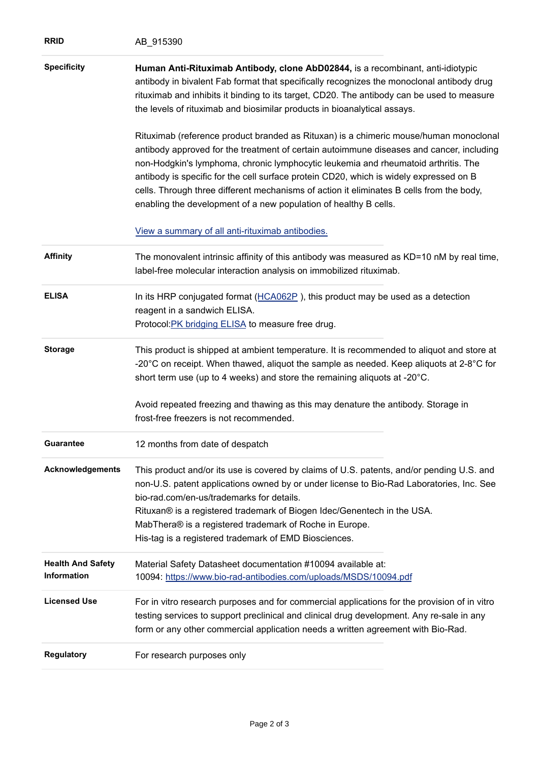| | |
|---|---|
| **RRID** | AB_915390 |
| **Specificity** | **Human Anti-Rituximab Antibody, clone AbD02844,** is a recombinant, anti-idiotypic antibody in bivalent Fab format that specifically recognizes the monoclonal antibody drug rituximab and inhibits it binding to its target, CD20. The antibody can be used to measure the levels of rituximab and biosimilar products in bioanalytical assays.<br><br>Rituximab (reference product branded as Rituxan) is a chimeric mouse/human monoclonal antibody approved for the treatment of certain autoimmune diseases and cancer, including non-Hodgkin's lymphoma, chronic lymphocytic leukemia and rheumatoid arthritis. The antibody is specific for the cell surface protein CD20, which is widely expressed on B cells. Through three different mechanisms of action it eliminates B cells from the body, enabling the development of a new population of healthy B cells.<br><br>View a summary of all anti-rituximab antibodies. |
| **Affinity** | The monovalent intrinsic affinity of this antibody was measured as KD=10 nM by real time, label-free molecular interaction analysis on immobilized rituximab. |
| **ELISA** | In its HRP conjugated format (HCA062P ), this product may be used as a detection reagent in a sandwich ELISA.<br>Protocol:PK bridging ELISA to measure free drug. |
| **Storage** | This product is shipped at ambient temperature. It is recommended to aliquot and store at -20°C on receipt. When thawed, aliquot the sample as needed. Keep aliquots at 2-8°C for short term use (up to 4 weeks) and store the remaining aliquots at -20°C.<br><br>Avoid repeated freezing and thawing as this may denature the antibody. Storage in frost-free freezers is not recommended. |
| **Guarantee** | 12 months from date of despatch |
| **Acknowledgements** | This product and/or its use is covered by claims of U.S. patents, and/or pending U.S. and non-U.S. patent applications owned by or under license to Bio-Rad Laboratories, Inc. See bio-rad.com/en-us/trademarks for details.<br>Rituxan® is a registered trademark of Biogen Idec/Genentech in the USA.<br>MabThera® is a registered trademark of Roche in Europe.<br>His-tag is a registered trademark of EMD Biosciences. |
| **Health And Safety Information** | Material Safety Datasheet documentation #10094 available at:<br>10094: https://www.bio-rad-antibodies.com/uploads/MSDS/10094.pdf |
| **Licensed Use** | For in vitro research purposes and for commercial applications for the provision of in vitro testing services to support preclinical and clinical drug development. Any re-sale in any form or any other commercial application needs a written agreement with Bio-Rad. |
| **Regulatory** | For research purposes only |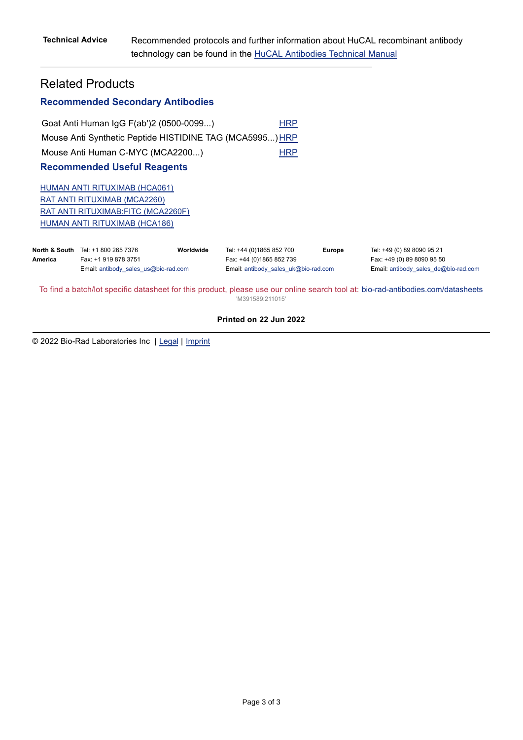| | |
|---|---|
| **Technical Advice** | Recommended protocols and further information about HuCAL recombinant antibody technology can be found in the HuCAL Antibodies Technical Manual |

## Related Products

### Recommended Secondary Antibodies

| | |
|---|---|
| Goat Anti Human IgG F(ab')2 (0500-0099...) | HRP |
| Mouse Anti Synthetic Peptide HISTIDINE TAG (MCA5995...) | HRP |
| Mouse Anti Human C-MYC (MCA2200...) | HRP |

### Recommended Useful Reagents

HUMAN ANTI RITUXIMAB (HCA061)
RAT ANTI RITUXIMAB (MCA2260)
RAT ANTI RITUXIMAB:FITC (MCA2260F)
HUMAN ANTI RITUXIMAB (HCA186)

| | | | | | |
|---|---|---|---|---|---|
| **North & South America** | Tel: +1 800 265 7376<br>Fax: +1 919 878 3751<br>Email: antibody_sales_us@bio-rad.com | **Worldwide** | Tel: +44 (0)1865 852 700<br>Fax: +44 (0)1865 852 739<br>Email: antibody_sales_uk@bio-rad.com | **Europe** | Tel: +49 (0) 89 8090 95 21<br>Fax: +49 (0) 89 8090 95 50<br>Email: antibody_sales_de@bio-rad.com |

To find a batch/lot specific datasheet for this product, please use our online search tool at: bio-rad-antibodies.com/datasheets

'M391589:211015'

**Printed on 22 Jun 2022**

© 2022 Bio-Rad Laboratories Inc | Legal | Imprint